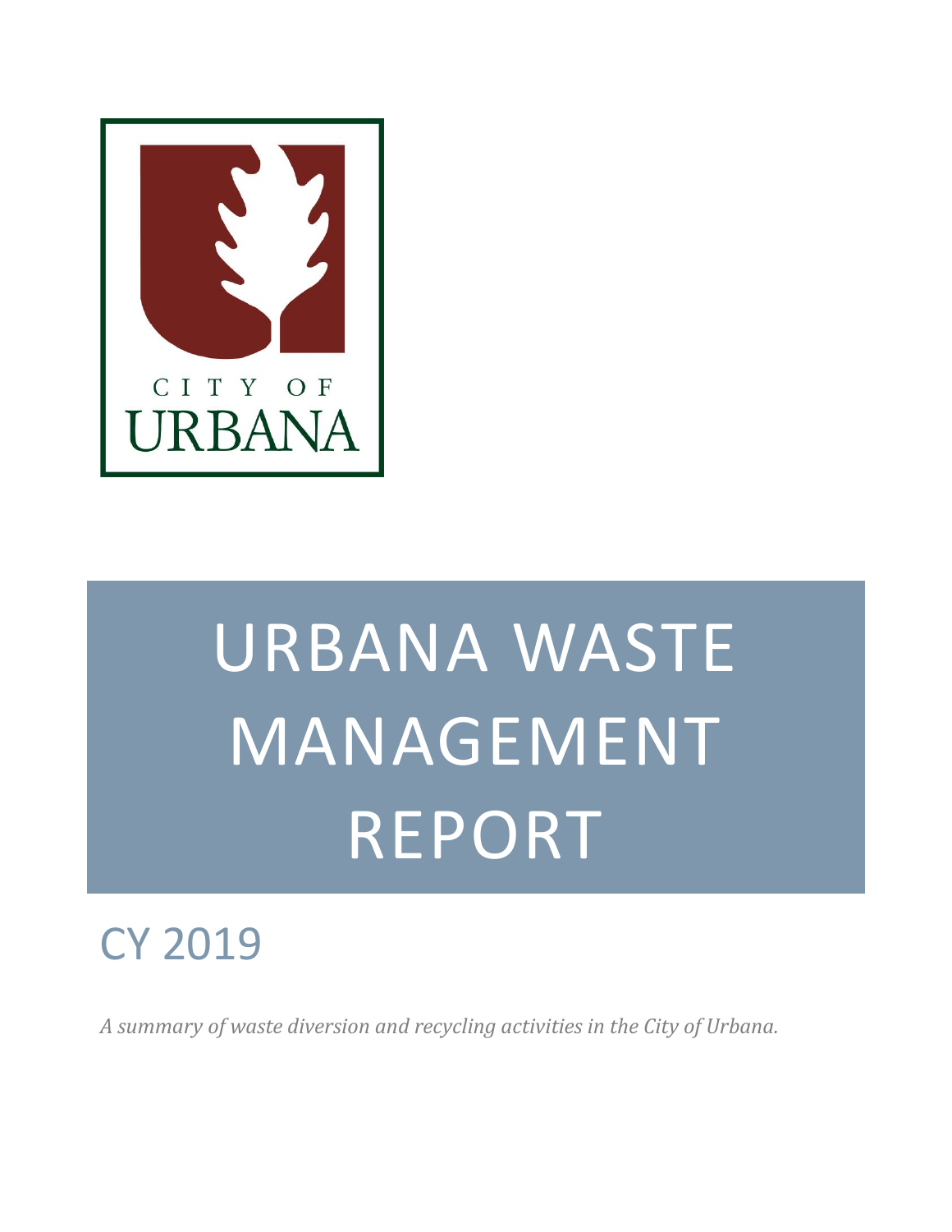CITY OF URBANA

# URBANA WASTE MANAGEMENT REPORT

## CY 2019

*A summary of waste diversion and recycling activities in the City of Urbana.*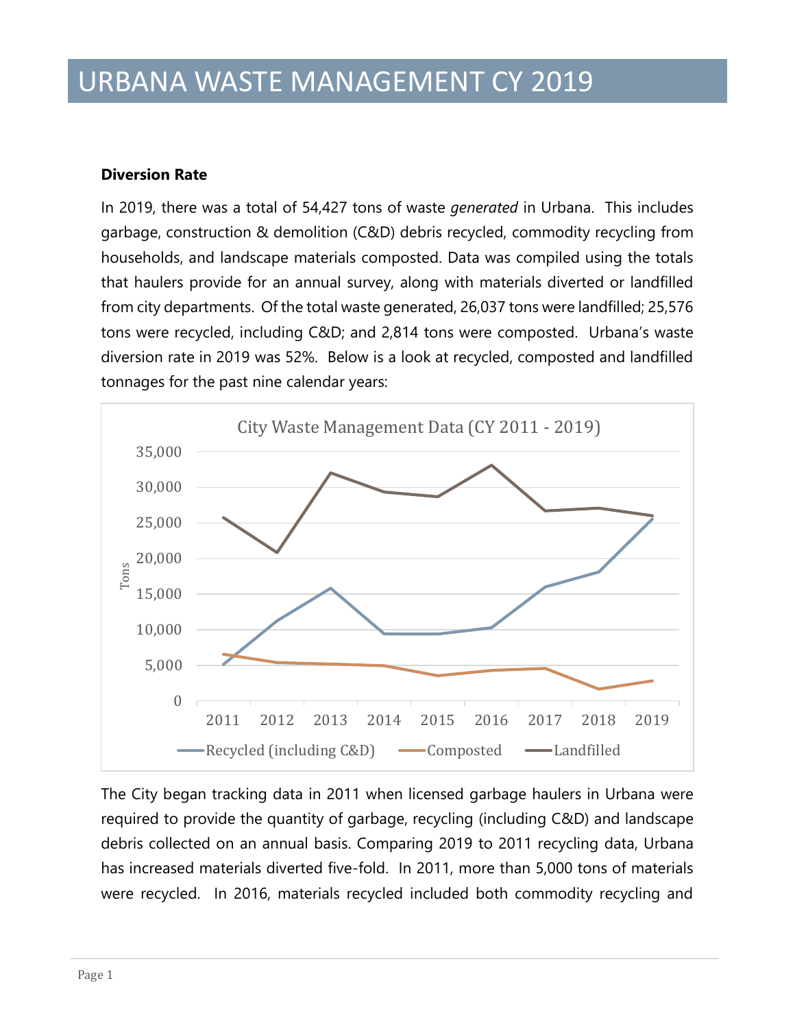# URBANA WASTE MANAGEMENT CY 2019

**Diversion Rate**

In 2019, there was a total of 54,427 tons of waste *generated* in Urbana. This includes garbage, construction & demolition (C&D) debris recycled, commodity recycling from households, and landscape materials composted. Data was compiled using the totals that haulers provide for an annual survey, along with materials diverted or landfilled from city departments. Of the total waste generated, 26,037 tons were landfilled; 25,576 tons were recycled, including C&D; and 2,814 tons were composted. Urbana's waste diversion rate in 2019 was 52%. Below is a look at recycled, composted and landfilled tonnages for the past nine calendar years:

The City began tracking data in 2011 when licensed garbage haulers in Urbana were required to provide the quantity of garbage, recycling (including C&D) and landscape debris collected on an annual basis. Comparing 2019 to 2011 recycling data, Urbana has increased materials diverted five-fold. In 2011, more than 5,000 tons of materials were recycled. In 2016, materials recycled included both commodity recycling and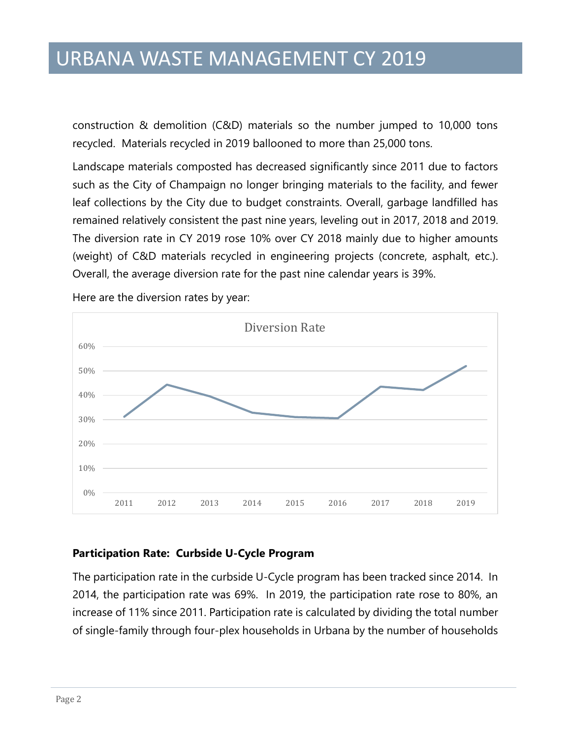construction & demolition (C&D) materials so the number jumped to 10,000 tons recycled. Materials recycled in 2019 ballooned to more than 25,000 tons.

Landscape materials composted has decreased significantly since 2011 due to factors such as the City of Champaign no longer bringing materials to the facility, and fewer leaf collections by the City due to budget constraints. Overall, garbage landfilled has remained relatively consistent the past nine years, leveling out in 2017, 2018 and 2019. The diversion rate in CY 2019 rose 10% over CY 2018 mainly due to higher amounts (weight) of C&D materials recycled in engineering projects (concrete, asphalt, etc.). Overall, the average diversion rate for the past nine calendar years is 39%.

Here are the diversion rates by year:

**Diversion Rate**

| Year | Diversion Rate (approx.) |
|---|---|
| 2011 | 31% |
| 2012 | 44% |
| 2013 | 40% |
| 2014 | 33% |
| 2015 | 31% |
| 2016 | 31% |
| 2017 | 44% |
| 2018 | 42% |
| 2019 | 52% |

### Participation Rate: Curbside U-Cycle Program

The participation rate in the curbside U-Cycle program has been tracked since 2014. In 2014, the participation rate was 69%. In 2019, the participation rate rose to 80%, an increase of 11% since 2011. Participation rate is calculated by dividing the total number of single-family through four-plex households in Urbana by the number of households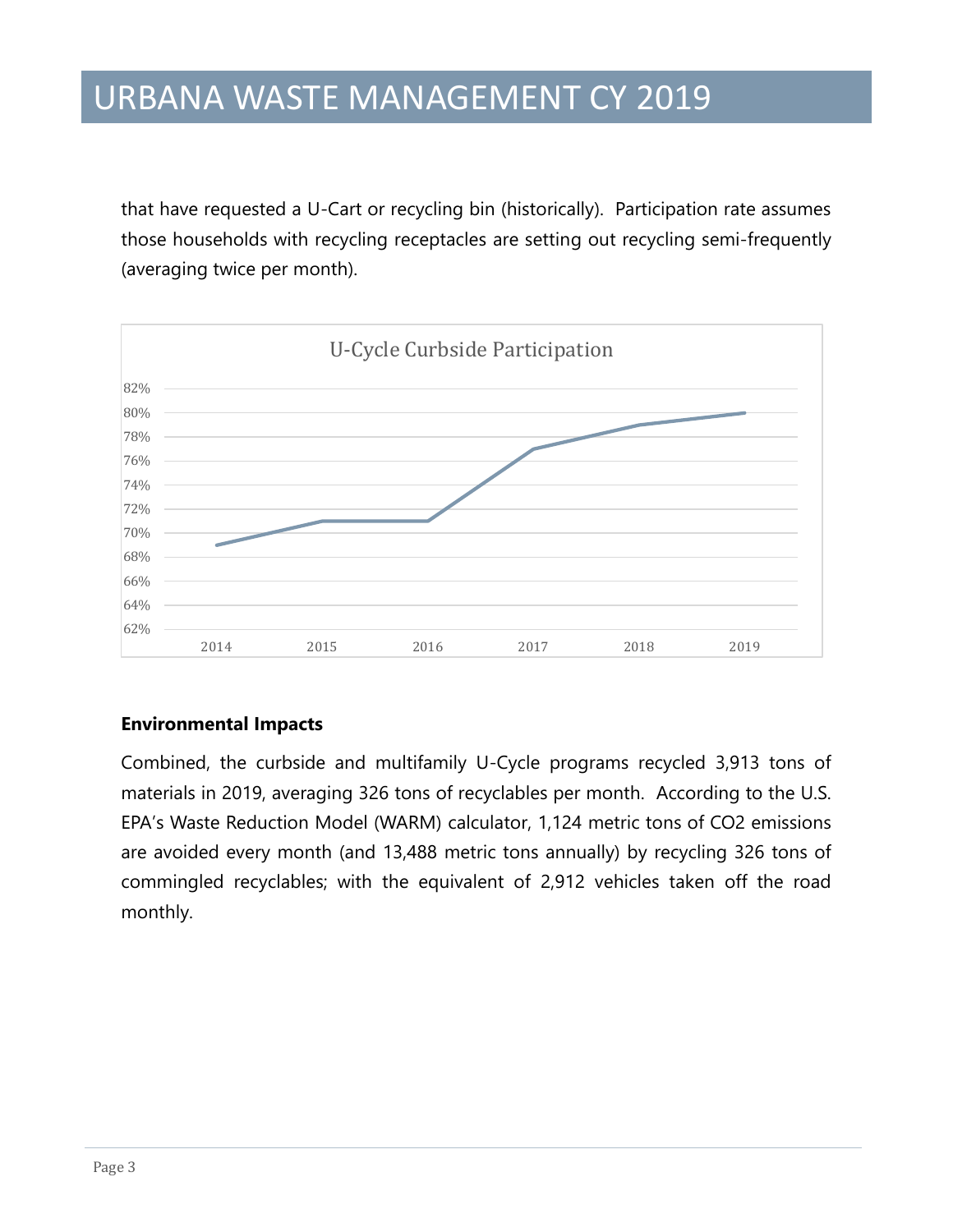that have requested a U-Cart or recycling bin (historically). Participation rate assumes those households with recycling receptacles are setting out recycling semi-frequently (averaging twice per month).

**Environmental Impacts**

Combined, the curbside and multifamily U-Cycle programs recycled 3,913 tons of materials in 2019, averaging 326 tons of recyclables per month. According to the U.S. EPA's Waste Reduction Model (WARM) calculator, 1,124 metric tons of $CO_2$ emissions are avoided every month (and 13,488 metric tons annually) by recycling 326 tons of commingled recyclables; with the equivalent of 2,912 vehicles taken off the road monthly.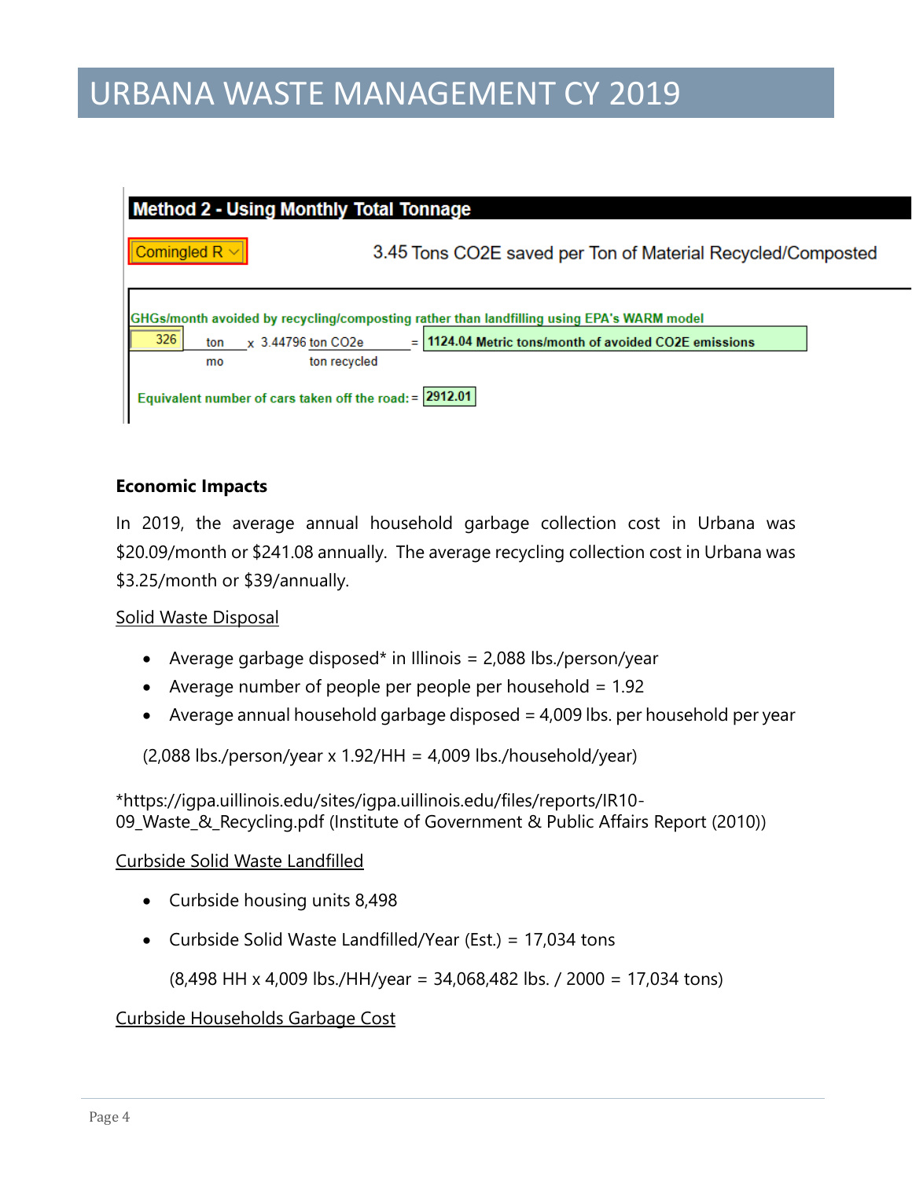# URBANA WASTE MANAGEMENT CY 2019

**Method 2 - Using Monthly Total Tonnage**

Comingled R

3.45 Tons CO2E saved per Ton of Material Recycled/Composted

GHGs/month avoided by recycling/composting rather than landfilling using EPA's WARM model

326 ton/mo x 3.44796 ton CO2e/ton recycled = 1124.04 Metric tons/month of avoided CO2E emissions

Equivalent number of cars taken off the road: = 2912.01

**Economic Impacts**

In 2019, the average annual household garbage collection cost in Urbana was $20.09/month or $241.08 annually. The average recycling collection cost in Urbana was $3.25/month or $39/annually.

Solid Waste Disposal

- Average garbage disposed* in Illinois = 2,088 lbs./person/year
- Average number of people per people per household = 1.92
- Average annual household garbage disposed = 4,009 lbs. per household per year

(2,088 lbs./person/year x 1.92/HH = 4,009 lbs./household/year)

*https://igpa.uillinois.edu/sites/igpa.uillinois.edu/files/reports/IR10-09_Waste_&_Recycling.pdf (Institute of Government & Public Affairs Report (2010))

Curbside Solid Waste Landfilled

- Curbside housing units 8,498
- Curbside Solid Waste Landfilled/Year (Est.) = 17,034 tons

  (8,498 HH x 4,009 lbs./HH/year = 34,068,482 lbs. / 2000 = 17,034 tons)

Curbside Households Garbage Cost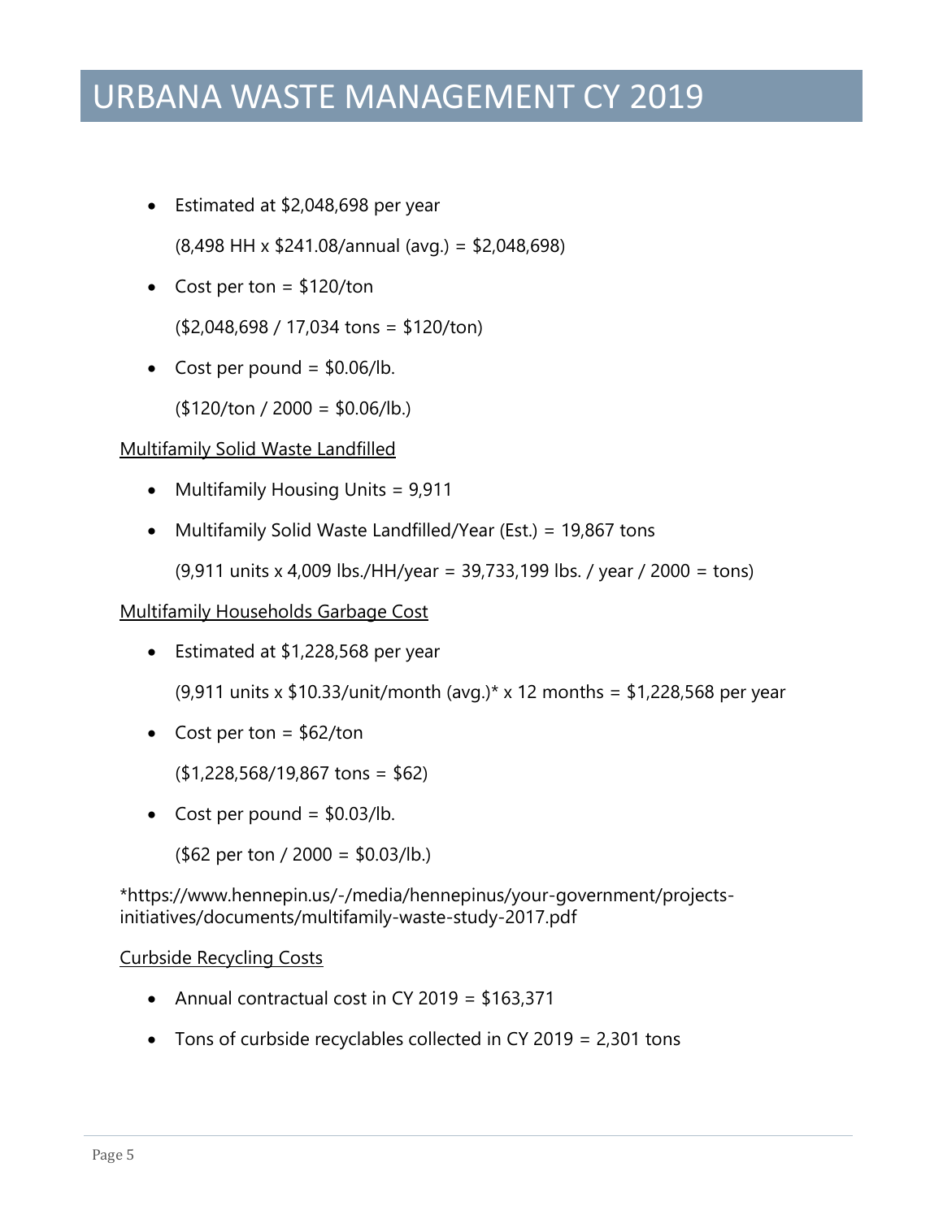- Estimated at $2,048,698 per year

  (8,498 HH x $241.08/annual (avg.) = $2,048,698)

- Cost per ton = $120/ton

  ($2,048,698 / 17,034 tons = $120/ton)

- Cost per pound = $0.06/lb.

  ($120/ton / 2000 = $0.06/lb.)

<u>Multifamily Solid Waste Landfilled</u>

- Multifamily Housing Units = 9,911
- Multifamily Solid Waste Landfilled/Year (Est.) = 19,867 tons

  (9,911 units x 4,009 lbs./HH/year = 39,733,199 lbs. / year / 2000 = tons)

<u>Multifamily Households Garbage Cost</u>

- Estimated at $1,228,568 per year

  (9,911 units x $10.33/unit/month (avg.)* x 12 months = $1,228,568 per year

- Cost per ton = $62/ton

  ($1,228,568/19,867 tons = $62)

- Cost per pound = $0.03/lb.

  ($62 per ton / 2000 = $0.03/lb.)

*https://www.hennepin.us/-/media/hennepinus/your-government/projects-initiatives/documents/multifamily-waste-study-2017.pdf

<u>Curbside Recycling Costs</u>

- Annual contractual cost in CY 2019 = $163,371
- Tons of curbside recyclables collected in CY 2019 = 2,301 tons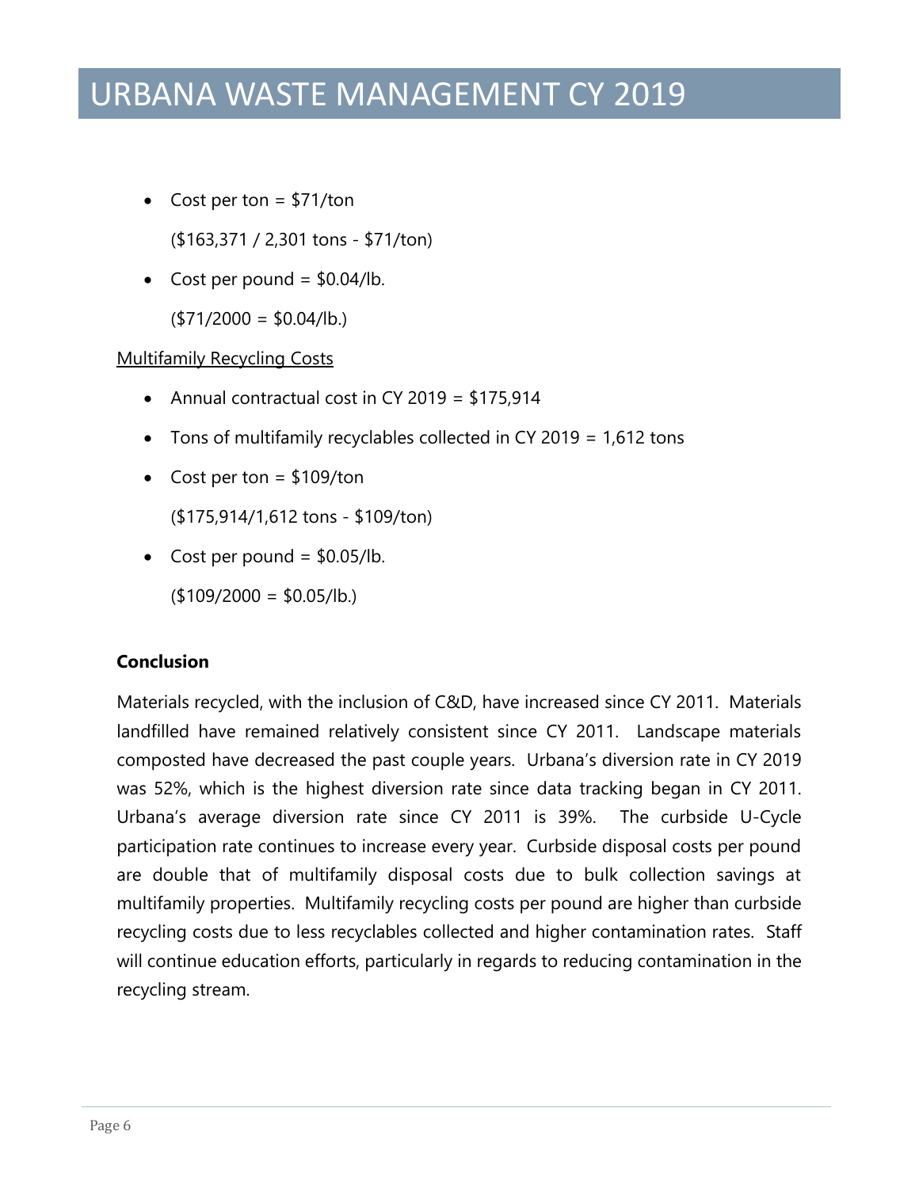- Cost per ton = $71/ton

  ($163,371 / 2,301 tons - $71/ton)

- Cost per pound = $0.04/lb.

  ($71/2000 = $0.04/lb.)

<u>Multifamily Recycling Costs</u>

- Annual contractual cost in CY 2019 = $175,914
- Tons of multifamily recyclables collected in CY 2019 = 1,612 tons
- Cost per ton = $109/ton

  ($175,914/1,612 tons - $109/ton)

- Cost per pound = $0.05/lb.

  ($109/2000 = $0.05/lb.)

**Conclusion**

Materials recycled, with the inclusion of C&D, have increased since CY 2011. Materials landfilled have remained relatively consistent since CY 2011. Landscape materials composted have decreased the past couple years. Urbana's diversion rate in CY 2019 was 52%, which is the highest diversion rate since data tracking began in CY 2011. Urbana's average diversion rate since CY 2011 is 39%. The curbside U-Cycle participation rate continues to increase every year. Curbside disposal costs per pound are double that of multifamily disposal costs due to bulk collection savings at multifamily properties. Multifamily recycling costs per pound are higher than curbside recycling costs due to less recyclables collected and higher contamination rates. Staff will continue education efforts, particularly in regards to reducing contamination in the recycling stream.